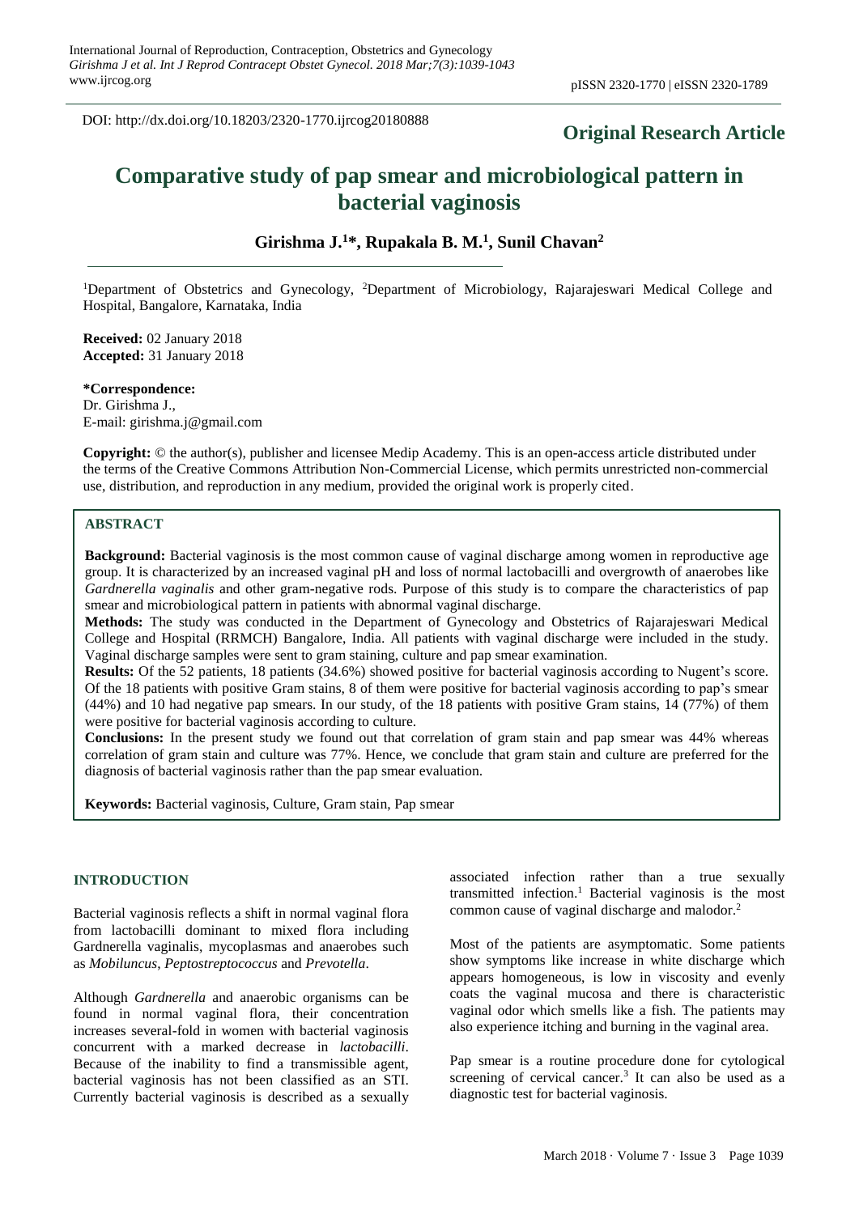DOI: http://dx.doi.org/10.18203/2320-1770.ijrcog20180888

**Original Research Article**

# Comparative study of pap smear and microbiological pattern in bacterial vaginosis

**Girishma J.[1]\*, Rupakala B. M.[1], Sunil Chavan[2]**

[1]Department of Obstetrics and Gynecology, [2]Department of Microbiology, Rajarajeswari Medical College and Hospital, Bangalore, Karnataka, India

**Received:** 02 January 2018
**Accepted:** 31 January 2018

**\*Correspondence:**
Dr. Girishma J.,
E-mail: girishma.j@gmail.com

**Copyright:** © the author(s), publisher and licensee Medip Academy. This is an open-access article distributed under the terms of the Creative Commons Attribution Non-Commercial License, which permits unrestricted non-commercial use, distribution, and reproduction in any medium, provided the original work is properly cited.

## ABSTRACT

**Background:** Bacterial vaginosis is the most common cause of vaginal discharge among women in reproductive age group. It is characterized by an increased vaginal pH and loss of normal lactobacilli and overgrowth of anaerobes like *Gardnerella vaginalis* and other gram-negative rods. Purpose of this study is to compare the characteristics of pap smear and microbiological pattern in patients with abnormal vaginal discharge.

**Methods:** The study was conducted in the Department of Gynecology and Obstetrics of Rajarajeswari Medical College and Hospital (RRMCH) Bangalore, India. All patients with vaginal discharge were included in the study. Vaginal discharge samples were sent to gram staining, culture and pap smear examination.

**Results:** Of the 52 patients, 18 patients (34.6%) showed positive for bacterial vaginosis according to Nugent's score. Of the 18 patients with positive Gram stains, 8 of them were positive for bacterial vaginosis according to pap's smear (44%) and 10 had negative pap smears. In our study, of the 18 patients with positive Gram stains, 14 (77%) of them were positive for bacterial vaginosis according to culture.

**Conclusions:** In the present study we found out that correlation of gram stain and pap smear was 44% whereas correlation of gram stain and culture was 77%. Hence, we conclude that gram stain and culture are preferred for the diagnosis of bacterial vaginosis rather than the pap smear evaluation.

**Keywords:** Bacterial vaginosis, Culture, Gram stain, Pap smear

## INTRODUCTION

Bacterial vaginosis reflects a shift in normal vaginal flora from lactobacilli dominant to mixed flora including Gardnerella vaginalis, mycoplasmas and anaerobes such as *Mobiluncus*, *Peptostreptococcus* and *Prevotella*.

Although *Gardnerella* and anaerobic organisms can be found in normal vaginal flora, their concentration increases several-fold in women with bacterial vaginosis concurrent with a marked decrease in *lactobacilli*. Because of the inability to find a transmissible agent, bacterial vaginosis has not been classified as an STI. Currently bacterial vaginosis is described as a sexually associated infection rather than a true sexually transmitted infection.[1] Bacterial vaginosis is the most common cause of vaginal discharge and malodor.[2]

Most of the patients are asymptomatic. Some patients show symptoms like increase in white discharge which appears homogeneous, is low in viscosity and evenly coats the vaginal mucosa and there is characteristic vaginal odor which smells like a fish. The patients may also experience itching and burning in the vaginal area.

Pap smear is a routine procedure done for cytological screening of cervical cancer.[3] It can also be used as a diagnostic test for bacterial vaginosis.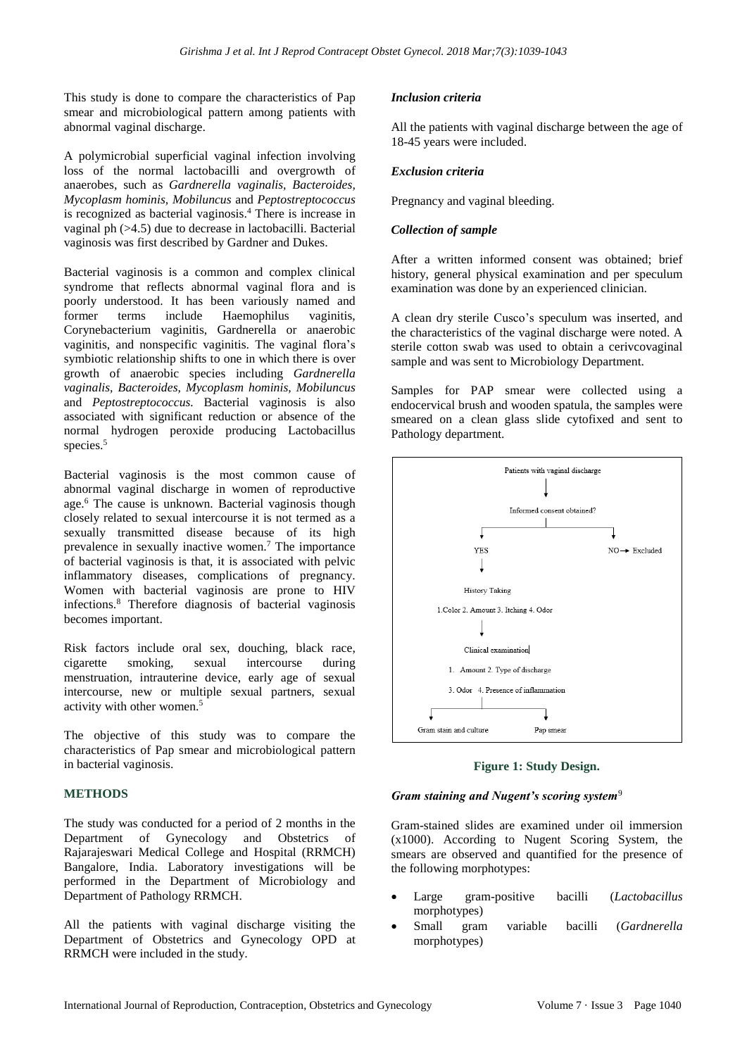This study is done to compare the characteristics of Pap smear and microbiological pattern among patients with abnormal vaginal discharge.

A polymicrobial superficial vaginal infection involving loss of the normal lactobacilli and overgrowth of anaerobes, such as *Gardnerella vaginalis, Bacteroides, Mycoplasm hominis, Mobiluncus* and *Peptostreptococcus* is recognized as bacterial vaginosis.[4] There is increase in vaginal ph (>4.5) due to decrease in lactobacilli. Bacterial vaginosis was first described by Gardner and Dukes.

Bacterial vaginosis is a common and complex clinical syndrome that reflects abnormal vaginal flora and is poorly understood. It has been variously named and former terms include Haemophilus vaginitis, Corynebacterium vaginitis, Gardnerella or anaerobic vaginitis, and nonspecific vaginitis. The vaginal flora's symbiotic relationship shifts to one in which there is over growth of anaerobic species including *Gardnerella vaginalis, Bacteroides, Mycoplasm hominis, Mobiluncus* and *Peptostreptococcus.* Bacterial vaginosis is also associated with significant reduction or absence of the normal hydrogen peroxide producing Lactobacillus species.[5]

Bacterial vaginosis is the most common cause of abnormal vaginal discharge in women of reproductive age.[6] The cause is unknown. Bacterial vaginosis though closely related to sexual intercourse it is not termed as a sexually transmitted disease because of its high prevalence in sexually inactive women.[7] The importance of bacterial vaginosis is that, it is associated with pelvic inflammatory diseases, complications of pregnancy. Women with bacterial vaginosis are prone to HIV infections.[8] Therefore diagnosis of bacterial vaginosis becomes important.

Risk factors include oral sex, douching, black race, cigarette smoking, sexual intercourse during menstruation, intrauterine device, early age of sexual intercourse, new or multiple sexual partners, sexual activity with other women.[5]

The objective of this study was to compare the characteristics of Pap smear and microbiological pattern in bacterial vaginosis.

## METHODS

The study was conducted for a period of 2 months in the Department of Gynecology and Obstetrics of Rajarajeswari Medical College and Hospital (RRMCH) Bangalore, India. Laboratory investigations will be performed in the Department of Microbiology and Department of Pathology RRMCH.

All the patients with vaginal discharge visiting the Department of Obstetrics and Gynecology OPD at RRMCH were included in the study.

### *Inclusion criteria*

All the patients with vaginal discharge between the age of 18-45 years were included.

### *Exclusion criteria*

Pregnancy and vaginal bleeding.

### *Collection of sample*

After a written informed consent was obtained; brief history, general physical examination and per speculum examination was done by an experienced clinician.

A clean dry sterile Cusco's speculum was inserted, and the characteristics of the vaginal discharge were noted. A sterile cotton swab was used to obtain a cerivcovaginal sample and was sent to Microbiology Department.

Samples for PAP smear were collected using a endocervical brush and wooden spatula, the samples were smeared on a clean glass slide cytofixed and sent to Pathology department.

Patients with vaginal discharge → Informed consent obtained? → YES / NO → Excluded

YES → History Taking: 1. Color 2. Amount 3. Itching 4. Odor → Clinical examination: 1. Amount 2. Type of discharge 3. Odor 4. Presence of inflammation → Gram stain and culture; Pap smear

**Figure 1: Study Design.**

### *Gram staining and Nugent's scoring system*[9]

Gram-stained slides are examined under oil immersion (x1000). According to Nugent Scoring System, the smears are observed and quantified for the presence of the following morphotypes:

- Large gram-positive bacilli (*Lactobacillus* morphotypes)
- Small gram variable bacilli (*Gardnerella* morphotypes)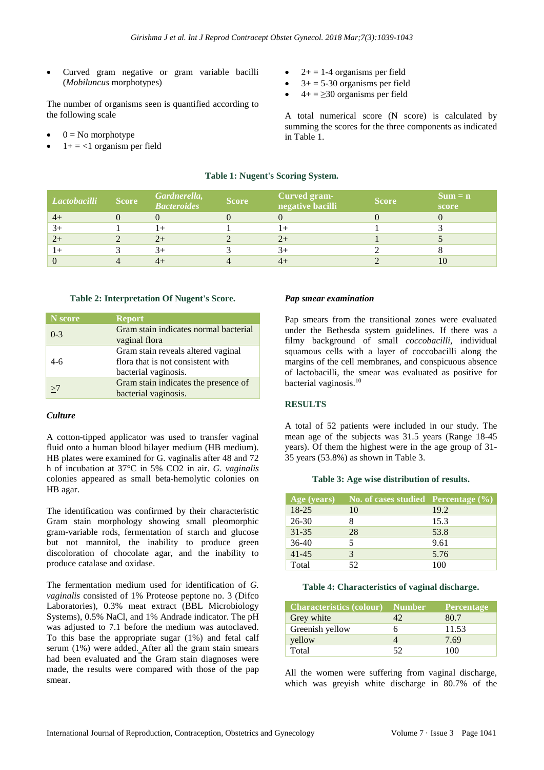- Curved gram negative or gram variable bacilli (*Mobiluncus* morphotypes)

The number of organisms seen is quantified according to the following scale

- 0 = No morphotype
- 1+ = <1 organism per field
- 2+ = 1-4 organisms per field
- 3+ = 5-30 organisms per field
- 4+ = ≥30 organisms per field

A total numerical score (N score) is calculated by summing the scores for the three components as indicated in Table 1.

**Table 1: Nugent's Scoring System.**

| *Lactobacilli* | Score | *Gardnerella, Bacteroides* | Score | Curved gram-negative bacilli | Score | Sum = n score |
|---|---|---|---|---|---|---|
| 4+ | 0 | 0 | 0 | 0 | 0 | 0 |
| 3+ | 1 | 1+ | 1 | 1+ | 1 | 3 |
| 2+ | 2 | 2+ | 2 | 2+ | 1 | 5 |
| 1+ | 3 | 3+ | 3 | 3+ | 2 | 8 |
| 0 | 4 | 4+ | 4 | 4+ | 2 | 10 |

**Table 2: Interpretation Of Nugent's Score.**

| N score | Report |
|---|---|
| 0-3 | Gram stain indicates normal bacterial vaginal flora |
| 4-6 | Gram stain reveals altered vaginal flora that is not consistent with bacterial vaginosis. |
| ≥7 | Gram stain indicates the presence of bacterial vaginosis. |

***Culture***

A cotton-tipped applicator was used to transfer vaginal fluid onto a human blood bilayer medium (HB medium). HB plates were examined for G. vaginalis after 48 and 72 h of incubation at 37°C in 5% $CO_2$ in air. *G. vaginalis* colonies appeared as small beta-hemolytic colonies on HB agar.

The identification was confirmed by their characteristic Gram stain morphology showing small pleomorphic gram-variable rods, fermentation of starch and glucose but not mannitol, the inability to produce green discoloration of chocolate agar, and the inability to produce catalase and oxidase.

The fermentation medium used for identification of *G. vaginalis* consisted of 1% Proteose peptone no. 3 (Difco Laboratories), 0.3% meat extract (BBL Microbiology Systems), 0.5% NaCl, and 1% Andrade indicator. The pH was adjusted to 7.1 before the medium was autoclaved. To this base the appropriate sugar (1%) and fetal calf serum (1%) were added. After all the gram stain smears had been evaluated and the Gram stain diagnoses were made, the results were compared with those of the pap smear.

***Pap smear examination***

Pap smears from the transitional zones were evaluated under the Bethesda system guidelines. If there was a filmy background of small *coccobacilli*, individual squamous cells with a layer of coccobacilli along the margins of the cell membranes, and conspicuous absence of lactobacilli, the smear was evaluated as positive for bacterial vaginosis.[10]

## RESULTS

A total of 52 patients were included in our study. The mean age of the subjects was 31.5 years (Range 18-45 years). Of them the highest were in the age group of 31-35 years (53.8%) as shown in Table 3.

**Table 3: Age wise distribution of results.**

| Age (years) | No. of cases studied | Percentage (%) |
|---|---|---|
| 18-25 | 10 | 19.2 |
| 26-30 | 8 | 15.3 |
| 31-35 | 28 | 53.8 |
| 36-40 | 5 | 9.61 |
| 41-45 | 3 | 5.76 |
| Total | 52 | 100 |

**Table 4: Characteristics of vaginal discharge.**

| Characteristics (colour) | Number | Percentage |
|---|---|---|
| Grey white | 42 | 80.7 |
| Greenish yellow | 6 | 11.53 |
| yellow | 4 | 7.69 |
| Total | 52 | 100 |

All the women were suffering from vaginal discharge, which was greyish white discharge in 80.7% of the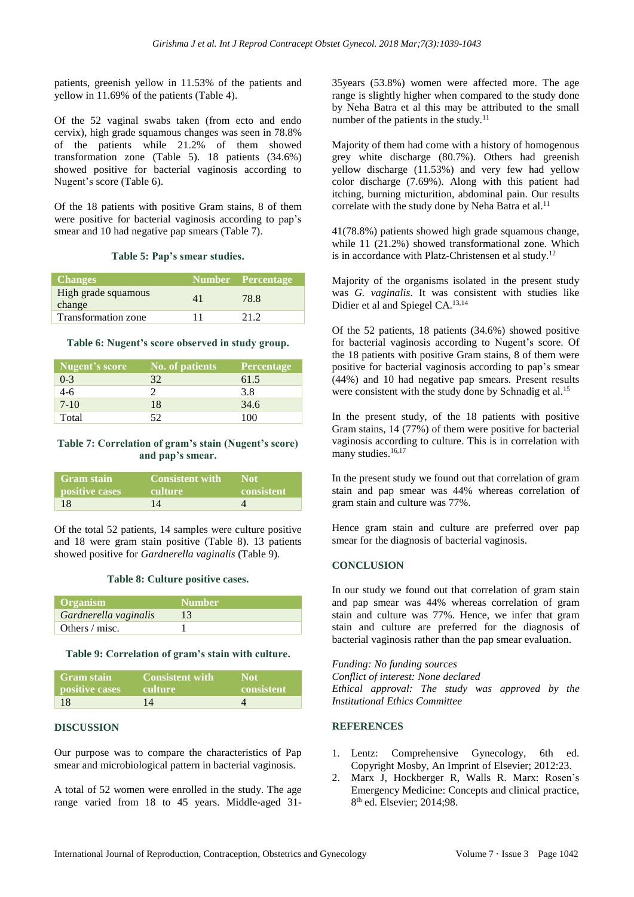patients, greenish yellow in 11.53% of the patients and yellow in 11.69% of the patients (Table 4).

Of the 52 vaginal swabs taken (from ecto and endo cervix), high grade squamous changes was seen in 78.8% of the patients while 21.2% of them showed transformation zone (Table 5). 18 patients (34.6%) showed positive for bacterial vaginosis according to Nugent's score (Table 6).

Of the 18 patients with positive Gram stains, 8 of them were positive for bacterial vaginosis according to pap's smear and 10 had negative pap smears (Table 7).

**Table 5: Pap's smear studies.**

| Changes | Number | Percentage |
|---|---|---|
| High grade squamous change | 41 | 78.8 |
| Transformation zone | 11 | 21.2 |

**Table 6: Nugent's score observed in study group.**

| Nugent's score | No. of patients | Percentage |
|---|---|---|
| 0-3 | 32 | 61.5 |
| 4-6 | 2 | 3.8 |
| 7-10 | 18 | 34.6 |
| Total | 52 | 100 |

**Table 7: Correlation of gram's stain (Nugent's score) and pap's smear.**

| Gram stain positive cases | Consistent with culture | Not consistent |
|---|---|---|
| 18 | 14 | 4 |

Of the total 52 patients, 14 samples were culture positive and 18 were gram stain positive (Table 8). 13 patients showed positive for *Gardnerella vaginalis* (Table 9).

**Table 8: Culture positive cases.**

| Organism | Number |
|---|---|
| *Gardnerella vaginalis* | 13 |
| Others / misc. | 1 |

**Table 9: Correlation of gram's stain with culture.**

| Gram stain positive cases | Consistent with culture | Not consistent |
|---|---|---|
| 18 | 14 | 4 |

## DISCUSSION

Our purpose was to compare the characteristics of Pap smear and microbiological pattern in bacterial vaginosis.

A total of 52 women were enrolled in the study. The age range varied from 18 to 45 years. Middle-aged 31-35years (53.8%) women were affected more. The age range is slightly higher when compared to the study done by Neha Batra et al this may be attributed to the small number of the patients in the study.[11]

Majority of them had come with a history of homogenous grey white discharge (80.7%). Others had greenish yellow discharge (11.53%) and very few had yellow color discharge (7.69%). Along with this patient had itching, burning micturition, abdominal pain. Our results correlate with the study done by Neha Batra et al.[11]

41(78.8%) patients showed high grade squamous change, while 11 (21.2%) showed transformational zone. Which is in accordance with Platz-Christensen et al study.[12]

Majority of the organisms isolated in the present study was *G. vaginalis*. It was consistent with studies like Didier et al and Spiegel CA.[13,14]

Of the 52 patients, 18 patients (34.6%) showed positive for bacterial vaginosis according to Nugent's score. Of the 18 patients with positive Gram stains, 8 of them were positive for bacterial vaginosis according to pap's smear (44%) and 10 had negative pap smears. Present results were consistent with the study done by Schnadig et al.[15]

In the present study, of the 18 patients with positive Gram stains, 14 (77%) of them were positive for bacterial vaginosis according to culture. This is in correlation with many studies.[16,17]

In the present study we found out that correlation of gram stain and pap smear was 44% whereas correlation of gram stain and culture was 77%.

Hence gram stain and culture are preferred over pap smear for the diagnosis of bacterial vaginosis.

## CONCLUSION

In our study we found out that correlation of gram stain and pap smear was 44% whereas correlation of gram stain and culture was 77%. Hence, we infer that gram stain and culture are preferred for the diagnosis of bacterial vaginosis rather than the pap smear evaluation.

*Funding: No funding sources*
*Conflict of interest: None declared*
*Ethical approval: The study was approved by the Institutional Ethics Committee*

## REFERENCES

1. Lentz: Comprehensive Gynecology, 6th ed. Copyright Mosby, An Imprint of Elsevier; 2012:23.
2. Marx J, Hockberger R, Walls R. Marx: Rosen's Emergency Medicine: Concepts and clinical practice, 8th ed. Elsevier; 2014;98.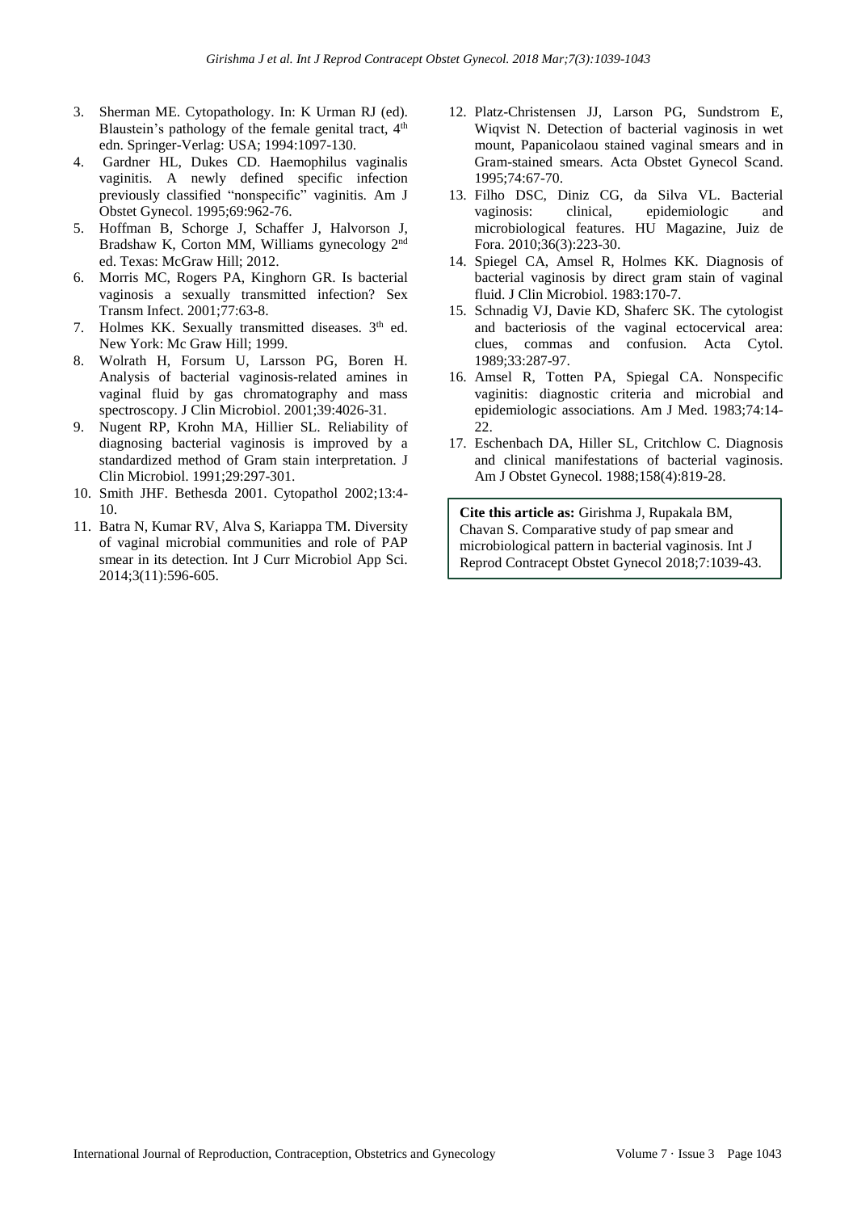3. Sherman ME. Cytopathology. In: K Urman RJ (ed). Blaustein's pathology of the female genital tract, 4th edn. Springer-Verlag: USA; 1994:1097-130.
4. Gardner HL, Dukes CD. Haemophilus vaginalis vaginitis. A newly defined specific infection previously classified "nonspecific" vaginitis. Am J Obstet Gynecol. 1995;69:962-76.
5. Hoffman B, Schorge J, Schaffer J, Halvorson J, Bradshaw K, Corton MM, Williams gynecology 2nd ed. Texas: McGraw Hill; 2012.
6. Morris MC, Rogers PA, Kinghorn GR. Is bacterial vaginosis a sexually transmitted infection? Sex Transm Infect. 2001;77:63-8.
7. Holmes KK. Sexually transmitted diseases. 3th ed. New York: Mc Graw Hill; 1999.
8. Wolrath H, Forsum U, Larsson PG, Boren H. Analysis of bacterial vaginosis-related amines in vaginal fluid by gas chromatography and mass spectroscopy. J Clin Microbiol. 2001;39:4026-31.
9. Nugent RP, Krohn MA, Hillier SL. Reliability of diagnosing bacterial vaginosis is improved by a standardized method of Gram stain interpretation. J Clin Microbiol. 1991;29:297-301.
10. Smith JHF. Bethesda 2001. Cytopathol 2002;13:4-10.
11. Batra N, Kumar RV, Alva S, Kariappa TM. Diversity of vaginal microbial communities and role of PAP smear in its detection. Int J Curr Microbiol App Sci. 2014;3(11):596-605.
12. Platz-Christensen JJ, Larson PG, Sundstrom E, Wiqvist N. Detection of bacterial vaginosis in wet mount, Papanicolaou stained vaginal smears and in Gram-stained smears. Acta Obstet Gynecol Scand. 1995;74:67-70.
13. Filho DSC, Diniz CG, da Silva VL. Bacterial vaginosis: clinical, epidemiologic and microbiological features. HU Magazine, Juiz de Fora. 2010;36(3):223-30.
14. Spiegel CA, Amsel R, Holmes KK. Diagnosis of bacterial vaginosis by direct gram stain of vaginal fluid. J Clin Microbiol. 1983:170-7.
15. Schnadig VJ, Davie KD, Shaferc SK. The cytologist and bacteriosis of the vaginal ectocervical area: clues, commas and confusion. Acta Cytol. 1989;33:287-97.
16. Amsel R, Totten PA, Spiegal CA. Nonspecific vaginitis: diagnostic criteria and microbial and epidemiologic associations. Am J Med. 1983;74:14-22.
17. Eschenbach DA, Hiller SL, Critchlow C. Diagnosis and clinical manifestations of bacterial vaginosis. Am J Obstet Gynecol. 1988;158(4):819-28.

**Cite this article as:** Girishma J, Rupakala BM, Chavan S. Comparative study of pap smear and microbiological pattern in bacterial vaginosis. Int J Reprod Contracept Obstet Gynecol 2018;7:1039-43.